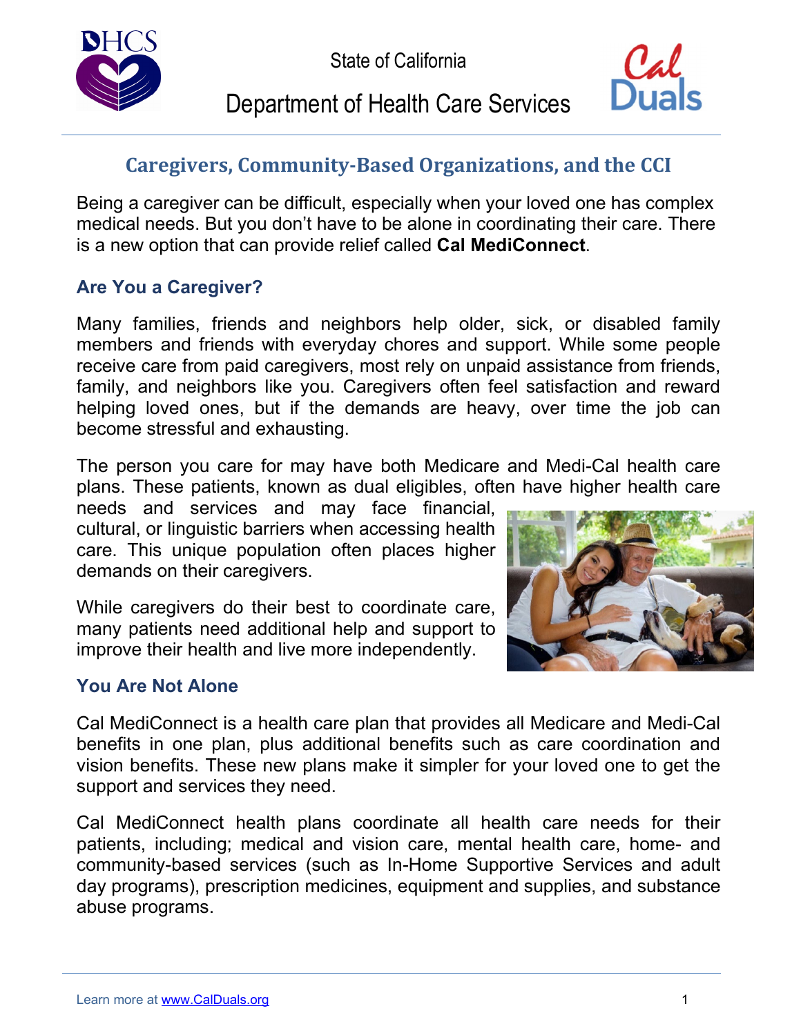State of California

Department of Health Care Services

# Caregivers, Community-Based Organizations, and the CCI

Being a caregiver can be difficult, especially when your loved one has complex medical needs. But you don't have to be alone in coordinating their care. There is a new option that can provide relief called **Cal MediConnect**.

## Are You a Caregiver?

Many families, friends and neighbors help older, sick, or disabled family members and friends with everyday chores and support. While some people receive care from paid caregivers, most rely on unpaid assistance from friends, family, and neighbors like you. Caregivers often feel satisfaction and reward helping loved ones, but if the demands are heavy, over time the job can become stressful and exhausting.

The person you care for may have both Medicare and Medi-Cal health care plans. These patients, known as dual eligibles, often have higher health care needs and services and may face financial, cultural, or linguistic barriers when accessing health care. This unique population often places higher demands on their caregivers.

While caregivers do their best to coordinate care, many patients need additional help and support to improve their health and live more independently.

## You Are Not Alone

Cal MediConnect is a health care plan that provides all Medicare and Medi-Cal benefits in one plan, plus additional benefits such as care coordination and vision benefits. These new plans make it simpler for your loved one to get the support and services they need.

Cal MediConnect health plans coordinate all health care needs for their patients, including; medical and vision care, mental health care, home- and community-based services (such as In-Home Supportive Services and adult day programs), prescription medicines, equipment and supplies, and substance abuse programs.

Learn more at www.CalDuals.org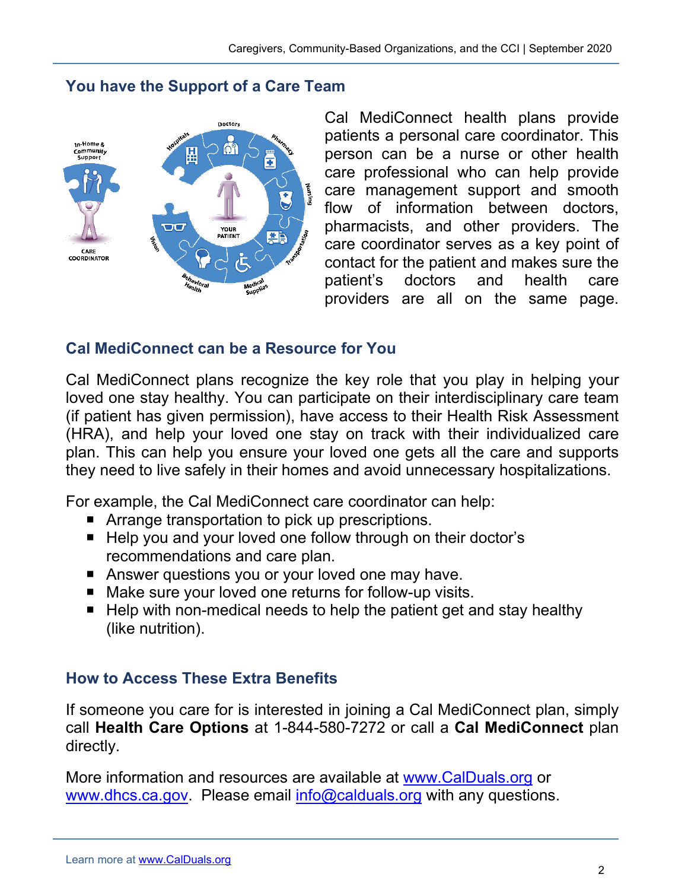## You have the Support of a Care Team

Cal MediConnect health plans provide patients a personal care coordinator. This person can be a nurse or other health care professional who can help provide care management support and smooth flow of information between doctors, pharmacists, and other providers. The care coordinator serves as a key point of contact for the patient and makes sure the patient's doctors and health care providers are all on the same page.

## Cal MediConnect can be a Resource for You

Cal MediConnect plans recognize the key role that you play in helping your loved one stay healthy. You can participate on their interdisciplinary care team (if patient has given permission), have access to their Health Risk Assessment (HRA), and help your loved one stay on track with their individualized care plan. This can help you ensure your loved one gets all the care and supports they need to live safely in their homes and avoid unnecessary hospitalizations.

For example, the Cal MediConnect care coordinator can help:

- Arrange transportation to pick up prescriptions.
- Help you and your loved one follow through on their doctor's recommendations and care plan.
- Answer questions you or your loved one may have.
- Make sure your loved one returns for follow-up visits.
- Help with non-medical needs to help the patient get and stay healthy (like nutrition).

## How to Access These Extra Benefits

If someone you care for is interested in joining a Cal MediConnect plan, simply call **Health Care Options** at 1-844-580-7272 or call a **Cal MediConnect** plan directly.

More information and resources are available at [www.CalDuals.org](www.CalDuals.org) or [www.dhcs.ca.gov](www.dhcs.ca.gov). Please email [info@calduals.org](mailto:info@calduals.org) with any questions.